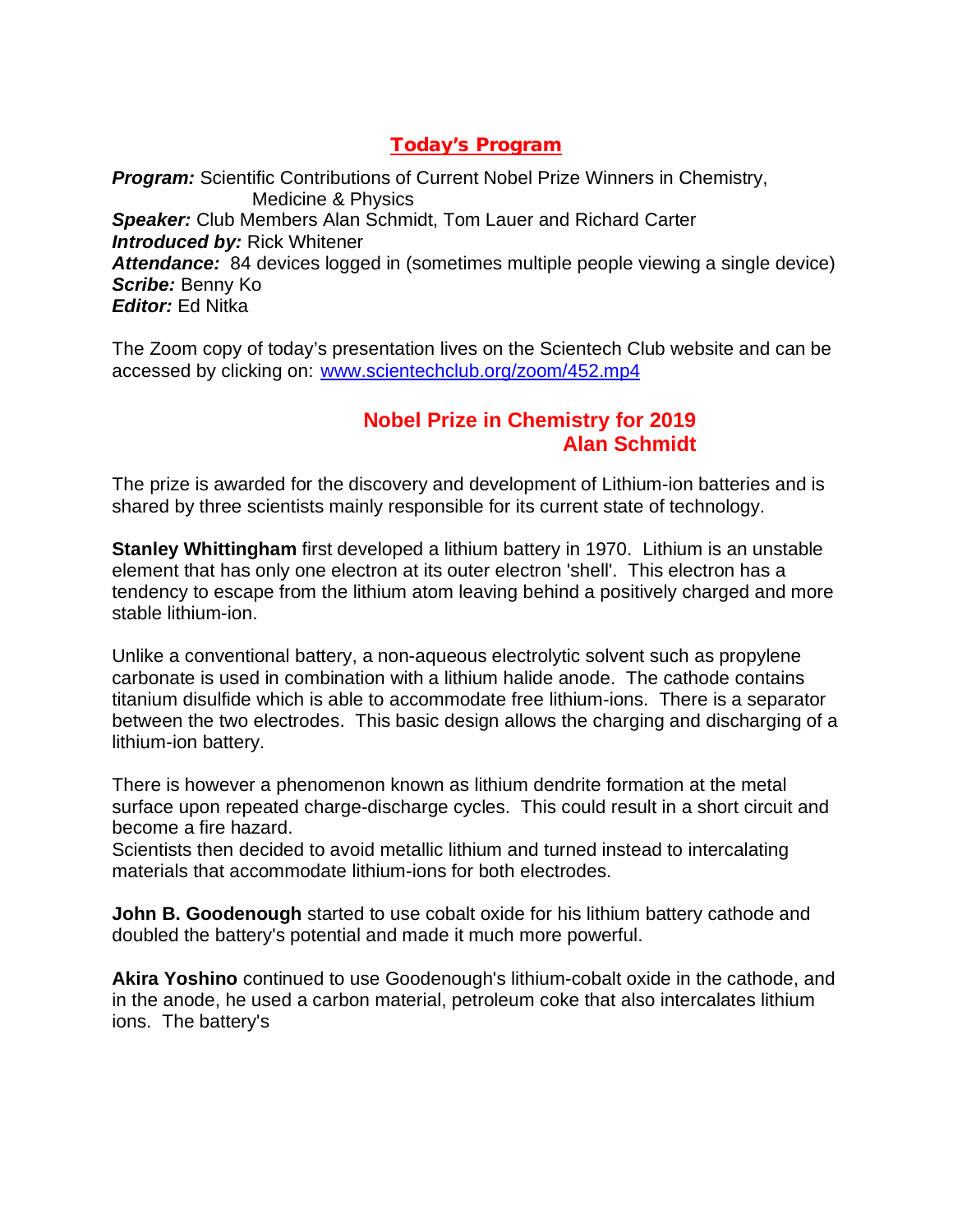## Today's Program

***Program:*** Scientific Contributions of Current Nobel Prize Winners in Chemistry, Medicine & Physics
***Speaker:*** Club Members Alan Schmidt, Tom Lauer and Richard Carter
***Introduced by:*** Rick Whitener
***Attendance:*** 84 devices logged in (sometimes multiple people viewing a single device)
***Scribe:*** Benny Ko
***Editor:*** Ed Nitka

The Zoom copy of today's presentation lives on the Scientech Club website and can be accessed by clicking on: [www.scientechclub.org/zoom/452.mp4](www.scientechclub.org/zoom/452.mp4)

### Nobel Prize in Chemistry for 2019
### Alan Schmidt

The prize is awarded for the discovery and development of Lithium-ion batteries and is shared by three scientists mainly responsible for its current state of technology.

**Stanley Whittingham** first developed a lithium battery in 1970. Lithium is an unstable element that has only one electron at its outer electron 'shell'. This electron has a tendency to escape from the lithium atom leaving behind a positively charged and more stable lithium-ion.

Unlike a conventional battery, a non-aqueous electrolytic solvent such as propylene carbonate is used in combination with a lithium halide anode. The cathode contains titanium disulfide which is able to accommodate free lithium-ions. There is a separator between the two electrodes. This basic design allows the charging and discharging of a lithium-ion battery.

There is however a phenomenon known as lithium dendrite formation at the metal surface upon repeated charge-discharge cycles. This could result in a short circuit and become a fire hazard.
Scientists then decided to avoid metallic lithium and turned instead to intercalating materials that accommodate lithium-ions for both electrodes.

**John B. Goodenough** started to use cobalt oxide for his lithium battery cathode and doubled the battery's potential and made it much more powerful.

**Akira Yoshino** continued to use Goodenough's lithium-cobalt oxide in the cathode, and in the anode, he used a carbon material, petroleum coke that also intercalates lithium ions. The battery's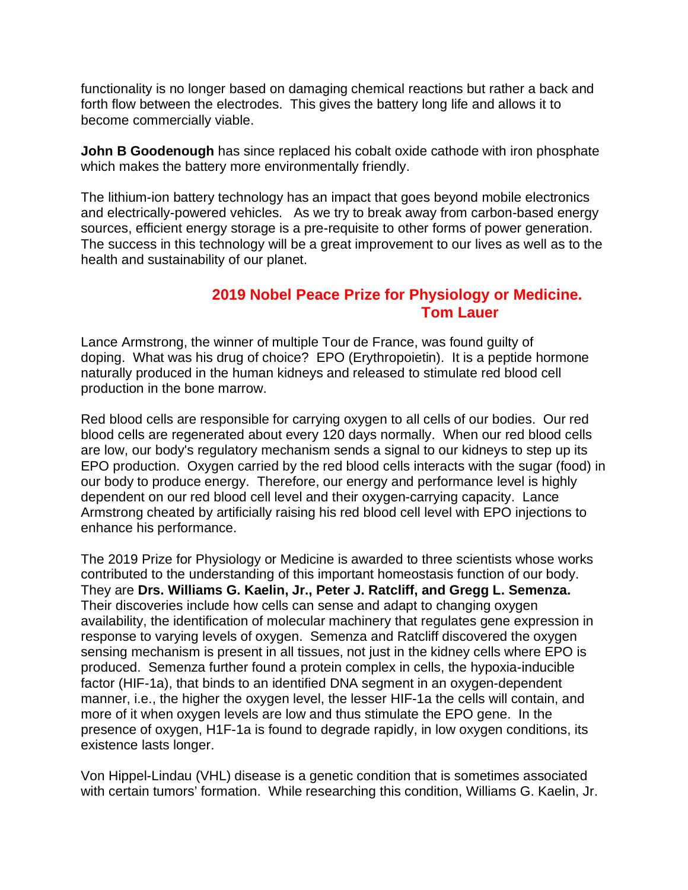functionality is no longer based on damaging chemical reactions but rather a back and forth flow between the electrodes. This gives the battery long life and allows it to become commercially viable.

**John B Goodenough** has since replaced his cobalt oxide cathode with iron phosphate which makes the battery more environmentally friendly.

The lithium-ion battery technology has an impact that goes beyond mobile electronics and electrically-powered vehicles. As we try to break away from carbon-based energy sources, efficient energy storage is a pre-requisite to other forms of power generation. The success in this technology will be a great improvement to our lives as well as to the health and sustainability of our planet.

## 2019 Nobel Peace Prize for Physiology or Medicine.
### Tom Lauer

Lance Armstrong, the winner of multiple Tour de France, was found guilty of doping. What was his drug of choice? EPO (Erythropoietin). It is a peptide hormone naturally produced in the human kidneys and released to stimulate red blood cell production in the bone marrow.

Red blood cells are responsible for carrying oxygen to all cells of our bodies. Our red blood cells are regenerated about every 120 days normally. When our red blood cells are low, our body's regulatory mechanism sends a signal to our kidneys to step up its EPO production. Oxygen carried by the red blood cells interacts with the sugar (food) in our body to produce energy. Therefore, our energy and performance level is highly dependent on our red blood cell level and their oxygen-carrying capacity. Lance Armstrong cheated by artificially raising his red blood cell level with EPO injections to enhance his performance.

The 2019 Prize for Physiology or Medicine is awarded to three scientists whose works contributed to the understanding of this important homeostasis function of our body. They are **Drs. Williams G. Kaelin, Jr., Peter J. Ratcliff, and Gregg L. Semenza.** Their discoveries include how cells can sense and adapt to changing oxygen availability, the identification of molecular machinery that regulates gene expression in response to varying levels of oxygen. Semenza and Ratcliff discovered the oxygen sensing mechanism is present in all tissues, not just in the kidney cells where EPO is produced. Semenza further found a protein complex in cells, the hypoxia-inducible factor (HIF-1a), that binds to an identified DNA segment in an oxygen-dependent manner, i.e., the higher the oxygen level, the lesser HIF-1a the cells will contain, and more of it when oxygen levels are low and thus stimulate the EPO gene. In the presence of oxygen, H1F-1a is found to degrade rapidly, in low oxygen conditions, its existence lasts longer.

Von Hippel-Lindau (VHL) disease is a genetic condition that is sometimes associated with certain tumors' formation. While researching this condition, Williams G. Kaelin, Jr.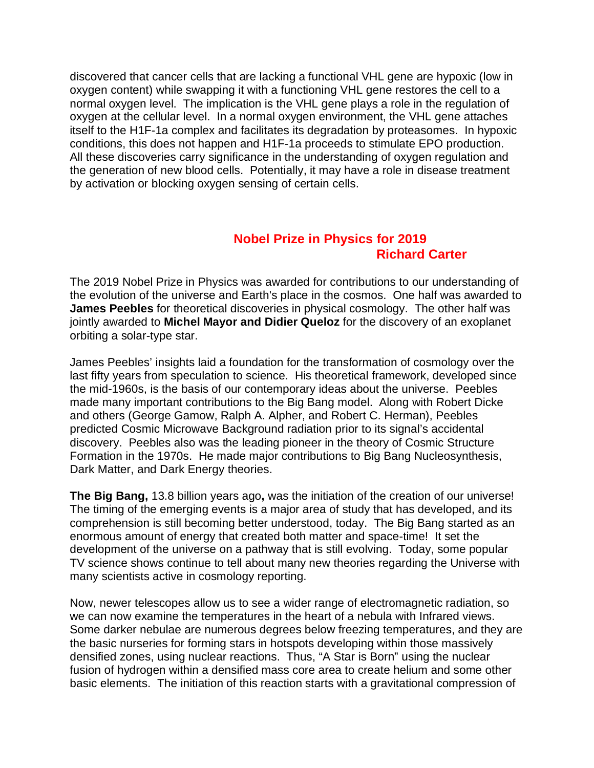discovered that cancer cells that are lacking a functional VHL gene are hypoxic (low in oxygen content) while swapping it with a functioning VHL gene restores the cell to a normal oxygen level. The implication is the VHL gene plays a role in the regulation of oxygen at the cellular level. In a normal oxygen environment, the VHL gene attaches itself to the H1F-1a complex and facilitates its degradation by proteasomes. In hypoxic conditions, this does not happen and H1F-1a proceeds to stimulate EPO production. All these discoveries carry significance in the understanding of oxygen regulation and the generation of new blood cells. Potentially, it may have a role in disease treatment by activation or blocking oxygen sensing of certain cells.

## Nobel Prize in Physics for 2019

**Richard Carter**

The 2019 Nobel Prize in Physics was awarded for contributions to our understanding of the evolution of the universe and Earth's place in the cosmos. One half was awarded to **James Peebles** for theoretical discoveries in physical cosmology. The other half was jointly awarded to **Michel Mayor and Didier Queloz** for the discovery of an exoplanet orbiting a solar-type star.

James Peebles' insights laid a foundation for the transformation of cosmology over the last fifty years from speculation to science. His theoretical framework, developed since the mid-1960s, is the basis of our contemporary ideas about the universe. Peebles made many important contributions to the Big Bang model. Along with Robert Dicke and others (George Gamow, Ralph A. Alpher, and Robert C. Herman), Peebles predicted Cosmic Microwave Background radiation prior to its signal's accidental discovery. Peebles also was the leading pioneer in the theory of Cosmic Structure Formation in the 1970s. He made major contributions to Big Bang Nucleosynthesis, Dark Matter, and Dark Energy theories.

**The Big Bang,** 13.8 billion years ago**,** was the initiation of the creation of our universe! The timing of the emerging events is a major area of study that has developed, and its comprehension is still becoming better understood, today. The Big Bang started as an enormous amount of energy that created both matter and space-time! It set the development of the universe on a pathway that is still evolving. Today, some popular TV science shows continue to tell about many new theories regarding the Universe with many scientists active in cosmology reporting.

Now, newer telescopes allow us to see a wider range of electromagnetic radiation, so we can now examine the temperatures in the heart of a nebula with Infrared views. Some darker nebulae are numerous degrees below freezing temperatures, and they are the basic nurseries for forming stars in hotspots developing within those massively densified zones, using nuclear reactions. Thus, "A Star is Born" using the nuclear fusion of hydrogen within a densified mass core area to create helium and some other basic elements. The initiation of this reaction starts with a gravitational compression of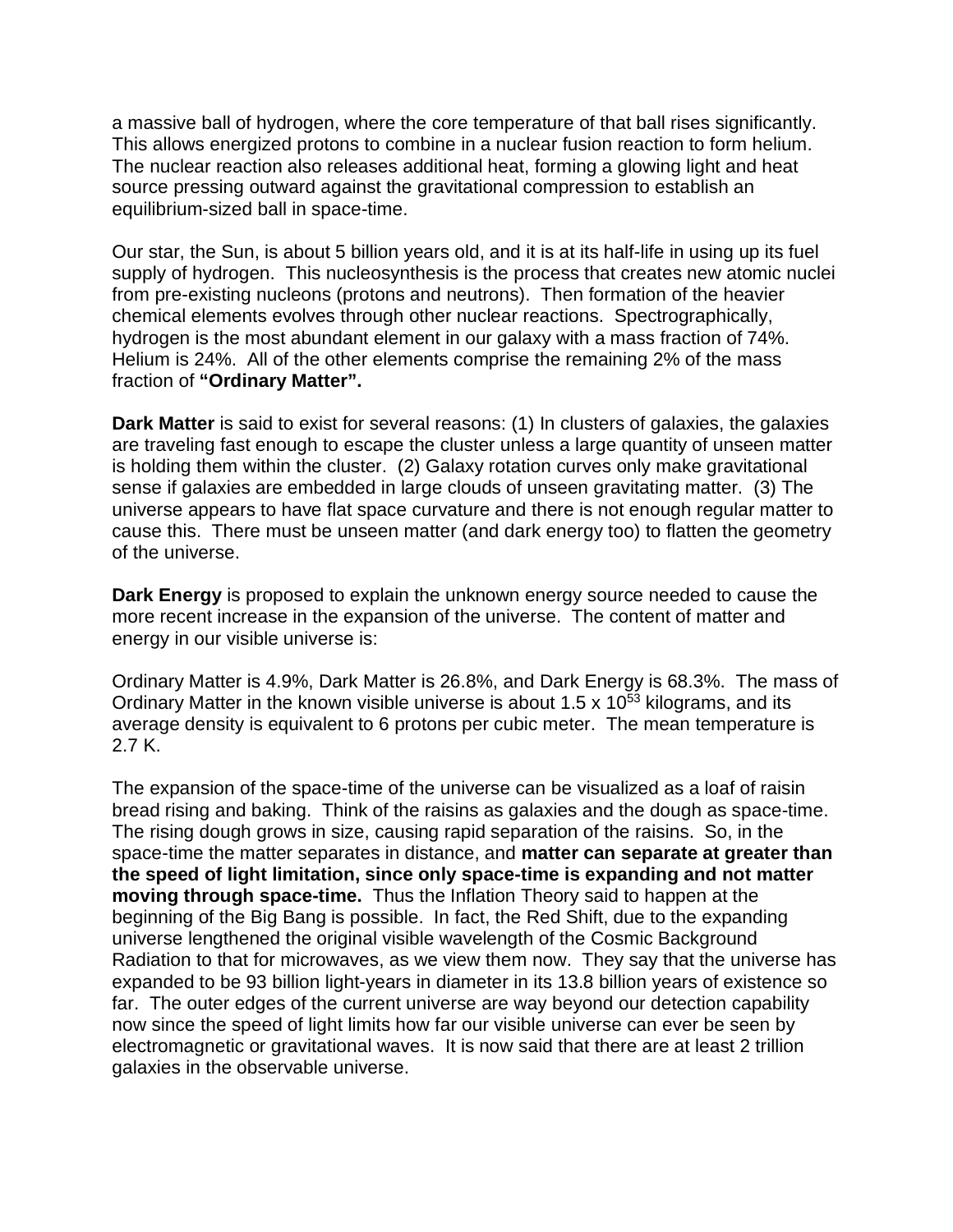a massive ball of hydrogen, where the core temperature of that ball rises significantly. This allows energized protons to combine in a nuclear fusion reaction to form helium. The nuclear reaction also releases additional heat, forming a glowing light and heat source pressing outward against the gravitational compression to establish an equilibrium-sized ball in space-time.

Our star, the Sun, is about 5 billion years old, and it is at its half-life in using up its fuel supply of hydrogen. This nucleosynthesis is the process that creates new atomic nuclei from pre-existing nucleons (protons and neutrons). Then formation of the heavier chemical elements evolves through other nuclear reactions. Spectrographically, hydrogen is the most abundant element in our galaxy with a mass fraction of 74%. Helium is 24%. All of the other elements comprise the remaining 2% of the mass fraction of **"Ordinary Matter".**

**Dark Matter** is said to exist for several reasons: (1) In clusters of galaxies, the galaxies are traveling fast enough to escape the cluster unless a large quantity of unseen matter is holding them within the cluster. (2) Galaxy rotation curves only make gravitational sense if galaxies are embedded in large clouds of unseen gravitating matter. (3) The universe appears to have flat space curvature and there is not enough regular matter to cause this. There must be unseen matter (and dark energy too) to flatten the geometry of the universe.

**Dark Energy** is proposed to explain the unknown energy source needed to cause the more recent increase in the expansion of the universe. The content of matter and energy in our visible universe is:

Ordinary Matter is 4.9%, Dark Matter is 26.8%, and Dark Energy is 68.3%. The mass of Ordinary Matter in the known visible universe is about $1.5 \times 10^{53}$ kilograms, and its average density is equivalent to 6 protons per cubic meter. The mean temperature is 2.7 K.

The expansion of the space-time of the universe can be visualized as a loaf of raisin bread rising and baking. Think of the raisins as galaxies and the dough as space-time. The rising dough grows in size, causing rapid separation of the raisins. So, in the space-time the matter separates in distance, and **matter can separate at greater than the speed of light limitation, since only space-time is expanding and not matter moving through space-time.** Thus the Inflation Theory said to happen at the beginning of the Big Bang is possible. In fact, the Red Shift, due to the expanding universe lengthened the original visible wavelength of the Cosmic Background Radiation to that for microwaves, as we view them now. They say that the universe has expanded to be 93 billion light-years in diameter in its 13.8 billion years of existence so far. The outer edges of the current universe are way beyond our detection capability now since the speed of light limits how far our visible universe can ever be seen by electromagnetic or gravitational waves. It is now said that there are at least 2 trillion galaxies in the observable universe.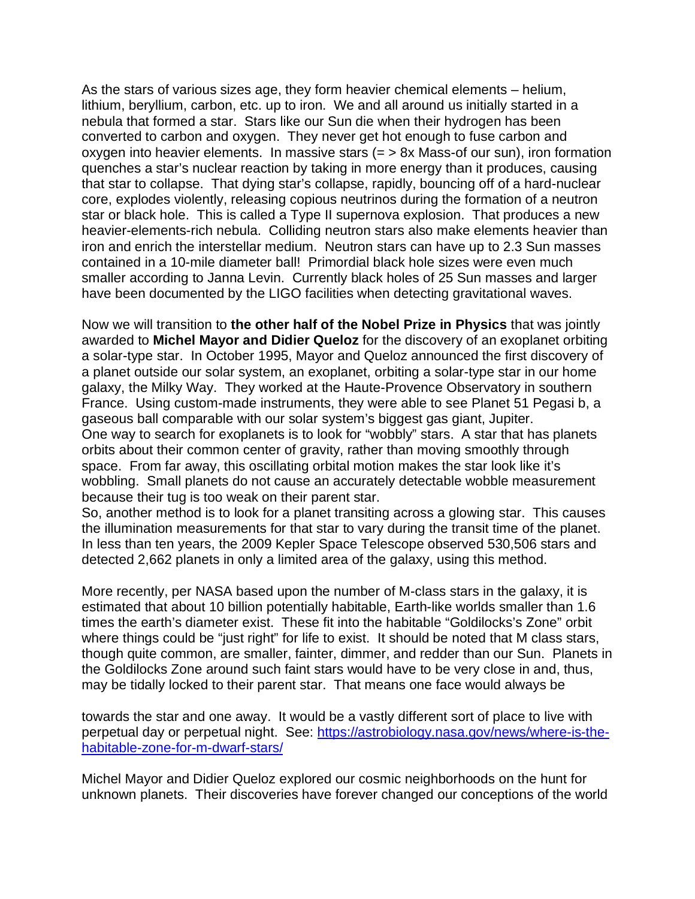As the stars of various sizes age, they form heavier chemical elements – helium, lithium, beryllium, carbon, etc. up to iron. We and all around us initially started in a nebula that formed a star. Stars like our Sun die when their hydrogen has been converted to carbon and oxygen. They never get hot enough to fuse carbon and oxygen into heavier elements. In massive stars (= > 8x Mass-of our sun), iron formation quenches a star's nuclear reaction by taking in more energy than it produces, causing that star to collapse. That dying star's collapse, rapidly, bouncing off of a hard-nuclear core, explodes violently, releasing copious neutrinos during the formation of a neutron star or black hole. This is called a Type II supernova explosion. That produces a new heavier-elements-rich nebula. Colliding neutron stars also make elements heavier than iron and enrich the interstellar medium. Neutron stars can have up to 2.3 Sun masses contained in a 10-mile diameter ball! Primordial black hole sizes were even much smaller according to Janna Levin. Currently black holes of 25 Sun masses and larger have been documented by the LIGO facilities when detecting gravitational waves.

Now we will transition to **the other half of the Nobel Prize in Physics** that was jointly awarded to **Michel Mayor and Didier Queloz** for the discovery of an exoplanet orbiting a solar-type star. In October 1995, Mayor and Queloz announced the first discovery of a planet outside our solar system, an exoplanet, orbiting a solar-type star in our home galaxy, the Milky Way. They worked at the Haute-Provence Observatory in southern France. Using custom-made instruments, they were able to see Planet 51 Pegasi b, a gaseous ball comparable with our solar system's biggest gas giant, Jupiter.
One way to search for exoplanets is to look for "wobbly" stars. A star that has planets orbits about their common center of gravity, rather than moving smoothly through space. From far away, this oscillating orbital motion makes the star look like it's wobbling. Small planets do not cause an accurately detectable wobble measurement because their tug is too weak on their parent star.
So, another method is to look for a planet transiting across a glowing star. This causes the illumination measurements for that star to vary during the transit time of the planet. In less than ten years, the 2009 Kepler Space Telescope observed 530,506 stars and detected 2,662 planets in only a limited area of the galaxy, using this method.

More recently, per NASA based upon the number of M-class stars in the galaxy, it is estimated that about 10 billion potentially habitable, Earth-like worlds smaller than 1.6 times the earth's diameter exist. These fit into the habitable "Goldilocks's Zone" orbit where things could be "just right" for life to exist. It should be noted that M class stars, though quite common, are smaller, fainter, dimmer, and redder than our Sun. Planets in the Goldilocks Zone around such faint stars would have to be very close in and, thus, may be tidally locked to their parent star. That means one face would always be towards the star and one away. It would be a vastly different sort of place to live with perpetual day or perpetual night. See: [https://astrobiology.nasa.gov/news/where-is-the-habitable-zone-for-m-dwarf-stars/](https://astrobiology.nasa.gov/news/where-is-the-habitable-zone-for-m-dwarf-stars/)

Michel Mayor and Didier Queloz explored our cosmic neighborhoods on the hunt for unknown planets. Their discoveries have forever changed our conceptions of the world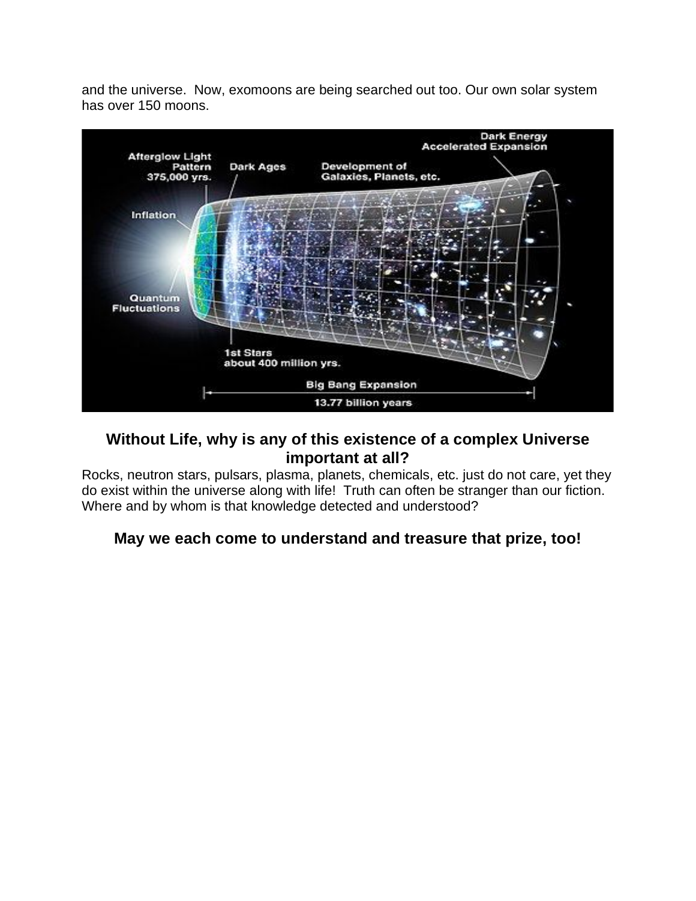and the universe. Now, exomoons are being searched out too. Our own solar system has over 150 moons.

Afterglow Light Pattern 375,000 yrs.

Dark Ages

Development of Galaxies, Planets, etc.

Dark Energy Accelerated Expansion

Inflation

Quantum Fluctuations

1st Stars about 400 million yrs.

Big Bang Expansion

13.77 billion years

## Without Life, why is any of this existence of a complex Universe important at all?

Rocks, neutron stars, pulsars, plasma, planets, chemicals, etc. just do not care, yet they do exist within the universe along with life! Truth can often be stranger than our fiction. Where and by whom is that knowledge detected and understood?

## May we each come to understand and treasure that prize, too!